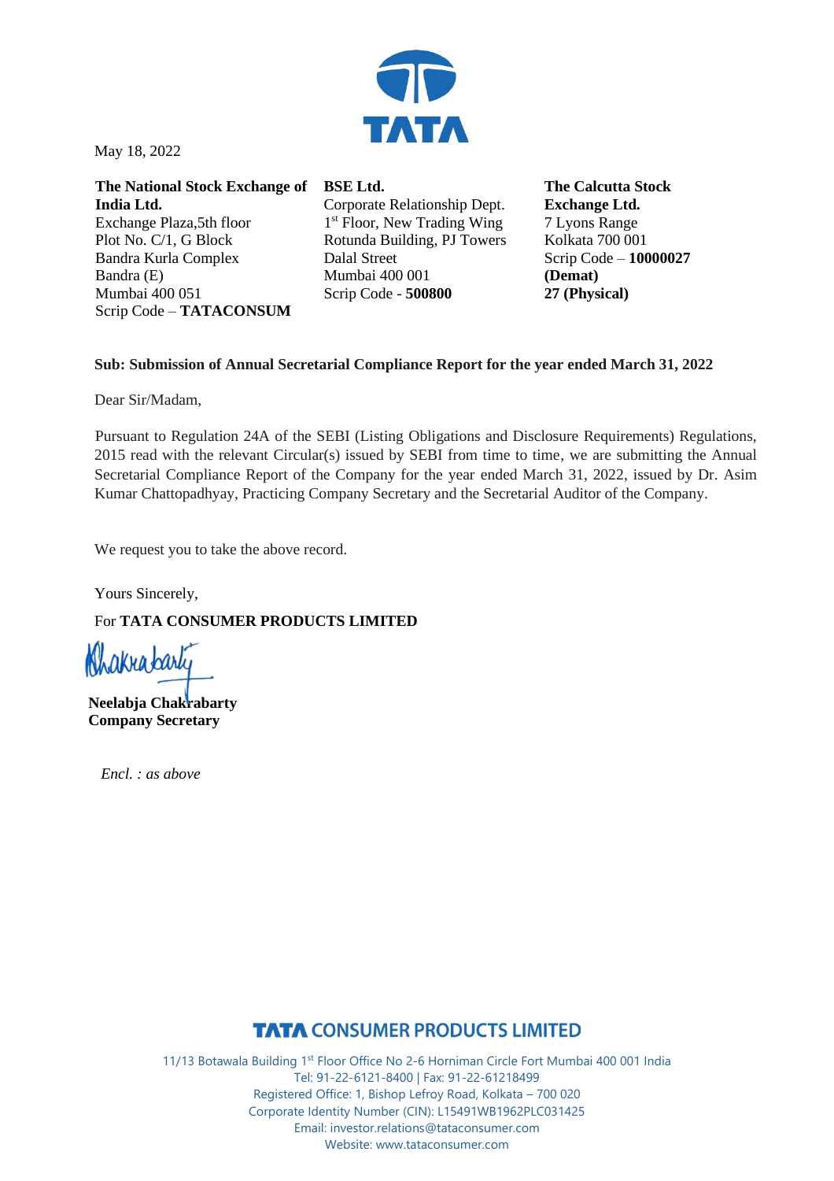May 18, 2022

**The National Stock Exchange of India Ltd.**
Exchange Plaza,5th floor
Plot No. C/1, G Block
Bandra Kurla Complex
Bandra (E)
Mumbai 400 051
Scrip Code – **TATACONSUM**

**BSE Ltd.**
Corporate Relationship Dept.
1st Floor, New Trading Wing
Rotunda Building, PJ Towers
Dalal Street
Mumbai 400 001
Scrip Code - **500800**

**The Calcutta Stock Exchange Ltd.**
7 Lyons Range
Kolkata 700 001
Scrip Code – **10000027 (Demat)**
**27 (Physical)**

**Sub: Submission of Annual Secretarial Compliance Report for the year ended March 31, 2022**

Dear Sir/Madam,

Pursuant to Regulation 24A of the SEBI (Listing Obligations and Disclosure Requirements) Regulations, 2015 read with the relevant Circular(s) issued by SEBI from time to time, we are submitting the Annual Secretarial Compliance Report of the Company for the year ended March 31, 2022, issued by Dr. Asim Kumar Chattopadhyay, Practicing Company Secretary and the Secretarial Auditor of the Company.

We request you to take the above record.

Yours Sincerely,

For **TATA CONSUMER PRODUCTS LIMITED**

**Neelabja Chakrabarty**
**Company Secretary**

*Encl. : as above*

**TATA CONSUMER PRODUCTS LIMITED**

11/13 Botawala Building 1st Floor Office No 2-6 Horniman Circle Fort Mumbai 400 001 India
Tel: 91-22-6121-8400 | Fax: 91-22-61218499
Registered Office: 1, Bishop Lefroy Road, Kolkata – 700 020
Corporate Identity Number (CIN): L15491WB1962PLC031425
Email: investor.relations@tataconsumer.com
Website: www.tataconsumer.com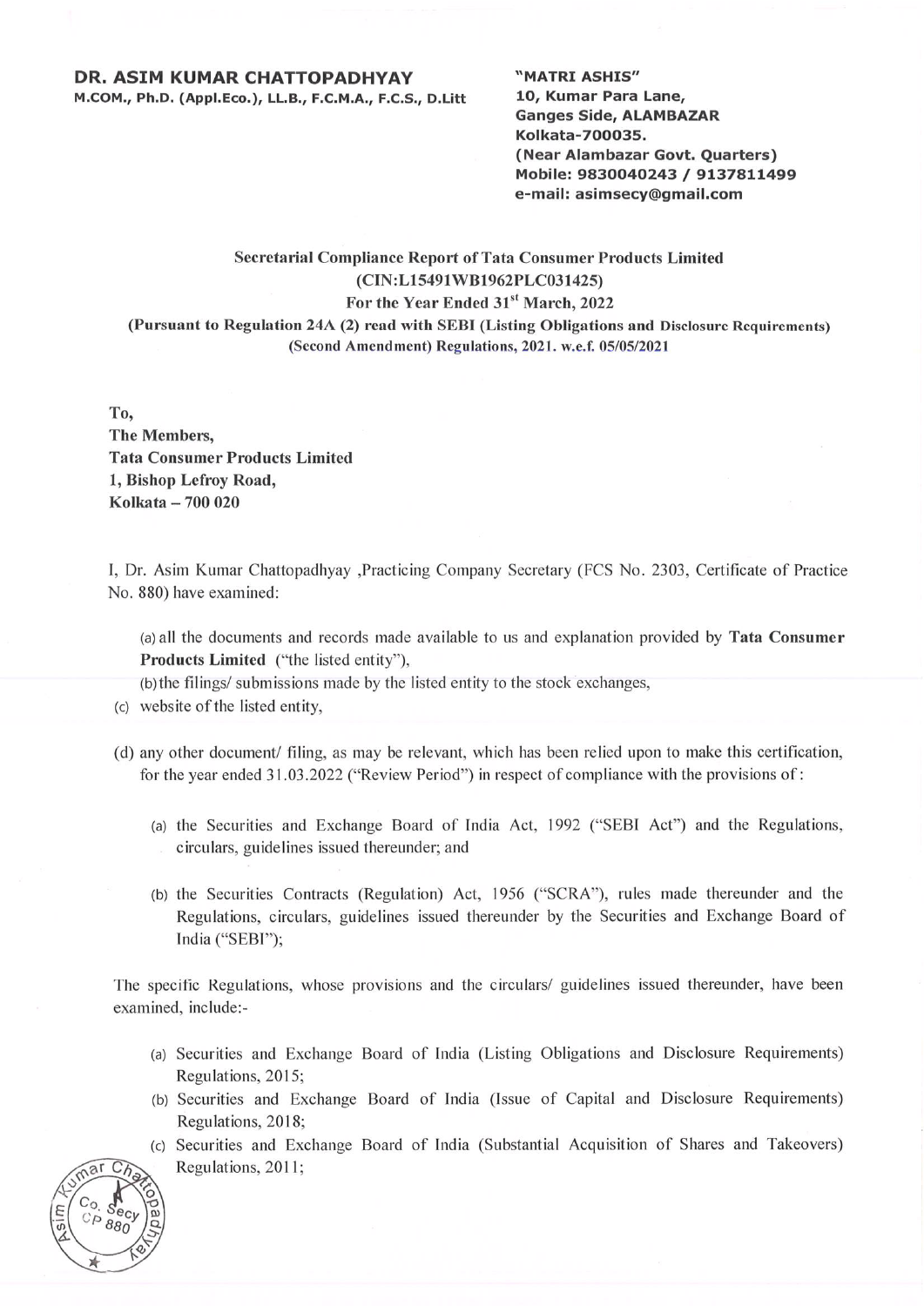**DR. ASIM KUMAR CHATTOPADHYAY**
**M.COM., Ph.D. (Appl.Eco.), LL.B., F.C.M.A., F.C.S., D.Litt**

**"MATRI ASHIS"**
**10, Kumar Para Lane,**
**Ganges Side, ALAMBAZAR**
**Kolkata-700035.**
**(Near Alambazar Govt. Quarters)**
**Mobile: 9830040243 / 9137811499**
**e-mail: asimsecy@gmail.com**

**Secretarial Compliance Report of Tata Consumer Products Limited**
**(CIN:L15491WB1962PLC031425)**
**For the Year Ended 31st March, 2022**
**(Pursuant to Regulation 24A (2) read with SEBI (Listing Obligations and Disclosure Requirements) (Second Amendment) Regulations, 2021. w.e.f. 05/05/2021**

**To,**
**The Members,**
**Tata Consumer Products Limited**
**1, Bishop Lefroy Road,**
**Kolkata – 700 020**

I, Dr. Asim Kumar Chattopadhyay ,Practicing Company Secretary (FCS No. 2303, Certificate of Practice No. 880) have examined:

(a) all the documents and records made available to us and explanation provided by **Tata Consumer Products Limited** ("the listed entity"),

(b) the filings/ submissions made by the listed entity to the stock exchanges,

(c) website of the listed entity,

(d) any other document/ filing, as may be relevant, which has been relied upon to make this certification, for the year ended 31.03.2022 ("Review Period") in respect of compliance with the provisions of :

- (a) the Securities and Exchange Board of India Act, 1992 ("SEBI Act") and the Regulations, circulars, guidelines issued thereunder; and
- (b) the Securities Contracts (Regulation) Act, 1956 ("SCRA"), rules made thereunder and the Regulations, circulars, guidelines issued thereunder by the Securities and Exchange Board of India ("SEBI");

The specific Regulations, whose provisions and the circulars/ guidelines issued thereunder, have been examined, include:-

- (a) Securities and Exchange Board of India (Listing Obligations and Disclosure Requirements) Regulations, 2015;
- (b) Securities and Exchange Board of India (Issue of Capital and Disclosure Requirements) Regulations, 2018;
- (c) Securities and Exchange Board of India (Substantial Acquisition of Shares and Takeovers) Regulations, 2011;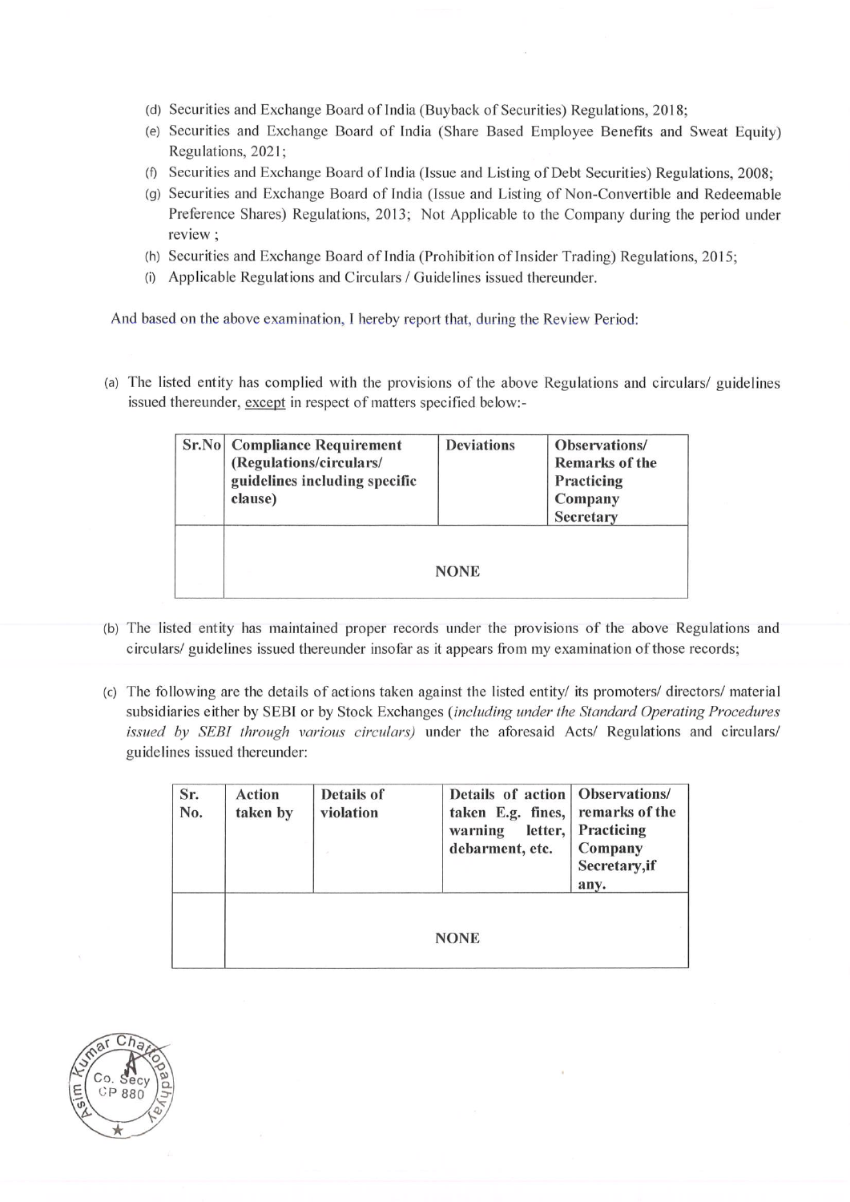(d) Securities and Exchange Board of India (Buyback of Securities) Regulations, 2018;

(e) Securities and Exchange Board of India (Share Based Employee Benefits and Sweat Equity) Regulations, 2021;

(f) Securities and Exchange Board of India (Issue and Listing of Debt Securities) Regulations, 2008;

(g) Securities and Exchange Board of India (Issue and Listing of Non-Convertible and Redeemable Preference Shares) Regulations, 2013; Not Applicable to the Company during the period under review ;

(h) Securities and Exchange Board of India (Prohibition of Insider Trading) Regulations, 2015;

(i) Applicable Regulations and Circulars / Guidelines issued thereunder.

And based on the above examination, I hereby report that, during the Review Period:

(a) The listed entity has complied with the provisions of the above Regulations and circulars/ guidelines issued thereunder, except in respect of matters specified below:-

| Sr.No | Compliance Requirement (Regulations/circulars/ guidelines including specific clause) | Deviations | Observations/ Remarks of the Practicing Company Secretary |
|---|---|---|---|
| | NONE | | |

(b) The listed entity has maintained proper records under the provisions of the above Regulations and circulars/ guidelines issued thereunder insofar as it appears from my examination of those records;

(c) The following are the details of actions taken against the listed entity/ its promoters/ directors/ material subsidiaries either by SEBI or by Stock Exchanges (*including under the Standard Operating Procedures issued by SEBI through various circulars*) under the aforesaid Acts/ Regulations and circulars/ guidelines issued thereunder:

| Sr. No. | Action taken by | Details of violation | Details of action taken E.g. fines, warning letter, debarment, etc. | Observations/ remarks of the Practicing Company Secretary,if any. |
|---|---|---|---|---|
| | NONE | | | |

Asim Kumar Chattopadhyay
Co. Secy
CP 880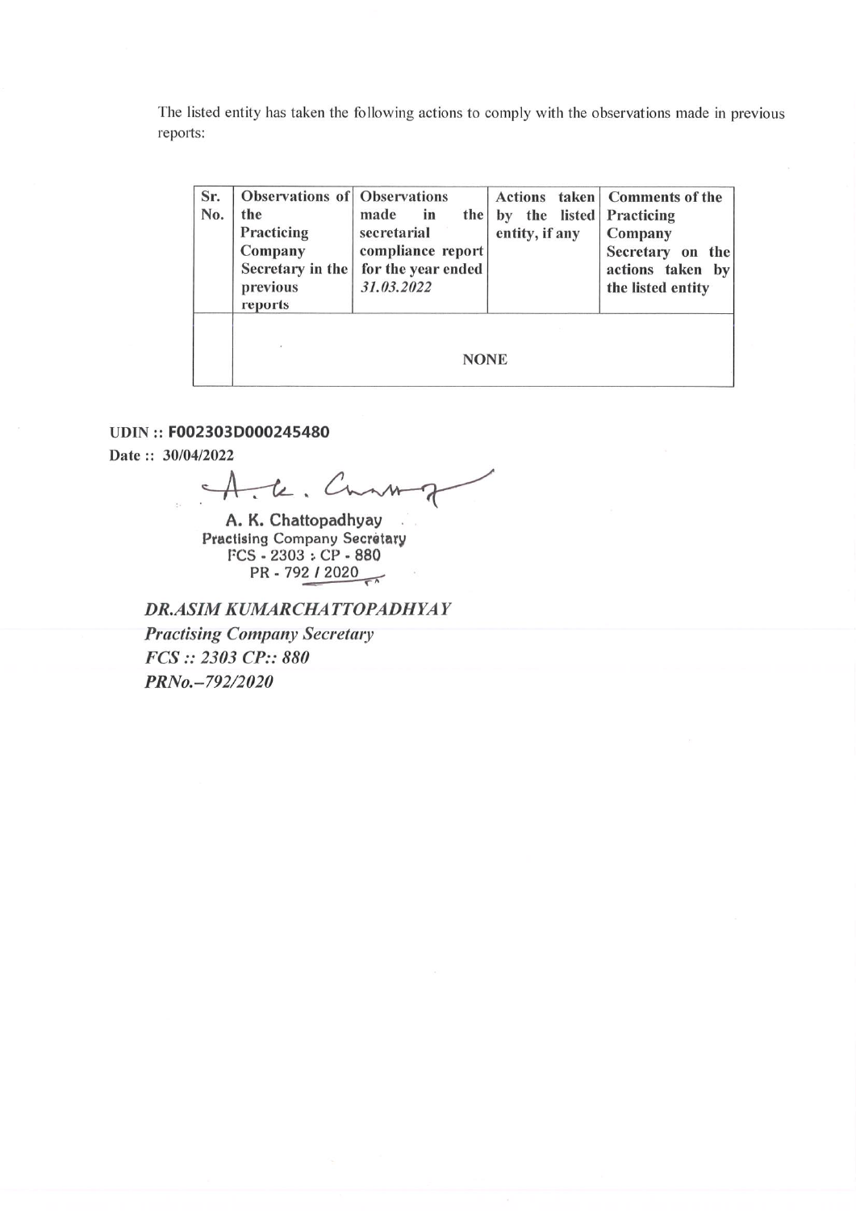The listed entity has taken the following actions to comply with the observations made in previous reports:

| Sr. No. | Observations of the Practicing Company Secretary in the previous reports | Observations made in the secretarial compliance report for the year ended *31.03.2022* | Actions taken by the listed entity, if any | Comments of the Practicing Company Secretary on the actions taken by the listed entity |
|---|---|---|---|---|
| | | NONE | | |

**UDIN :: F002303D000245480**

**Date :: 30/04/2022**

A. K. Chattopadhyay
Practising Company Secretary
FCS - 2303 : CP - 880
PR - 792 / 2020

***DR.ASIM KUMARCHATTOPADHYAY***
***Practising Company Secretary***
***FCS :: 2303 CP:: 880***
***PRNo.–792/2020***